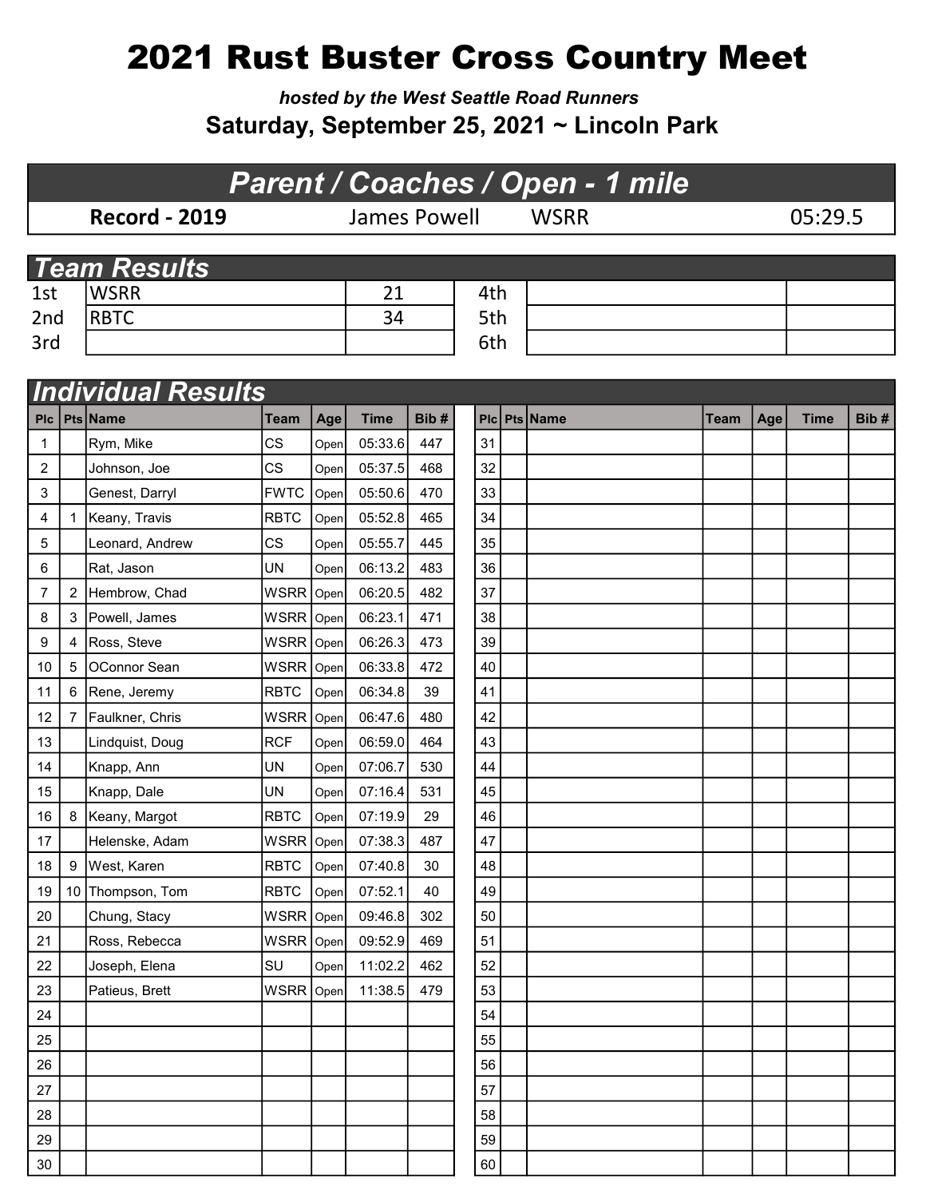# 2021 Rust Buster Cross Country Meet

***hosted by the West Seattle Road Runners***

**Saturday, September 25, 2021 ~ Lincoln Park**

## *Parent / Coaches / Open - 1 mile*

| **Record - 2019** | James Powell | WSRR | 05:29.5 |
|---|---|---|---|

## *Team Results*

| | | | | | |
|---|---|---|---|---|---|
| 1st | WSRR | 21 | 4th | | |
| 2nd | RBTC | 34 | 5th | | |
| 3rd | | | 6th | | |

## *Individual Results*

| Plc | Pts | Name | Team | Age | Time | Bib # |
|---|---|---|---|---|---|---|
| 1 | | Rym, Mike | CS | Open | 05:33.6 | 447 |
| 2 | | Johnson, Joe | CS | Open | 05:37.5 | 468 |
| 3 | | Genest, Darryl | FWTC | Open | 05:50.6 | 470 |
| 4 | 1 | Keany, Travis | RBTC | Open | 05:52.8 | 465 |
| 5 | | Leonard, Andrew | CS | Open | 05:55.7 | 445 |
| 6 | | Rat, Jason | UN | Open | 06:13.2 | 483 |
| 7 | 2 | Hembrow, Chad | WSRR | Open | 06:20.5 | 482 |
| 8 | 3 | Powell, James | WSRR | Open | 06:23.1 | 471 |
| 9 | 4 | Ross, Steve | WSRR | Open | 06:26.3 | 473 |
| 10 | 5 | OConnor Sean | WSRR | Open | 06:33.8 | 472 |
| 11 | 6 | Rene, Jeremy | RBTC | Open | 06:34.8 | 39 |
| 12 | 7 | Faulkner, Chris | WSRR | Open | 06:47.6 | 480 |
| 13 | | Lindquist, Doug | RCF | Open | 06:59.0 | 464 |
| 14 | | Knapp, Ann | UN | Open | 07:06.7 | 530 |
| 15 | | Knapp, Dale | UN | Open | 07:16.4 | 531 |
| 16 | 8 | Keany, Margot | RBTC | Open | 07:19.9 | 29 |
| 17 | | Helenske, Adam | WSRR | Open | 07:38.3 | 487 |
| 18 | 9 | West, Karen | RBTC | Open | 07:40.8 | 30 |
| 19 | 10 | Thompson, Tom | RBTC | Open | 07:52.1 | 40 |
| 20 | | Chung, Stacy | WSRR | Open | 09:46.8 | 302 |
| 21 | | Ross, Rebecca | WSRR | Open | 09:52.9 | 469 |
| 22 | | Joseph, Elena | SU | Open | 11:02.2 | 462 |
| 23 | | Patieus, Brett | WSRR | Open | 11:38.5 | 479 |
| 24 | | | | | | |
| 25 | | | | | | |
| 26 | | | | | | |
| 27 | | | | | | |
| 28 | | | | | | |
| 29 | | | | | | |
| 30 | | | | | | |
| 31 | | | | | | |
| 32 | | | | | | |
| 33 | | | | | | |
| 34 | | | | | | |
| 35 | | | | | | |
| 36 | | | | | | |
| 37 | | | | | | |
| 38 | | | | | | |
| 39 | | | | | | |
| 40 | | | | | | |
| 41 | | | | | | |
| 42 | | | | | | |
| 43 | | | | | | |
| 44 | | | | | | |
| 45 | | | | | | |
| 46 | | | | | | |
| 47 | | | | | | |
| 48 | | | | | | |
| 49 | | | | | | |
| 50 | | | | | | |
| 51 | | | | | | |
| 52 | | | | | | |
| 53 | | | | | | |
| 54 | | | | | | |
| 55 | | | | | | |
| 56 | | | | | | |
| 57 | | | | | | |
| 58 | | | | | | |
| 59 | | | | | | |
| 60 | | | | | | |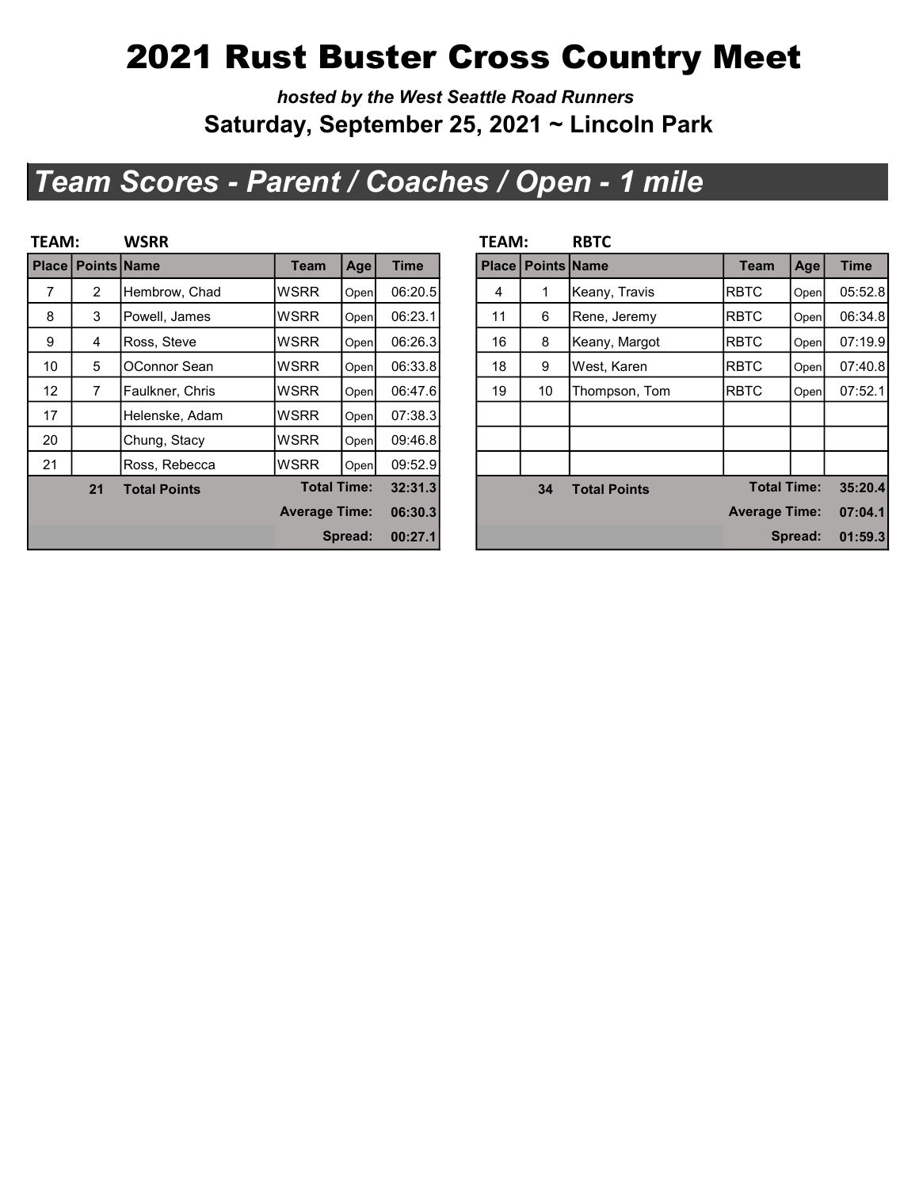# 2021 Rust Buster Cross Country Meet

***hosted by the West Seattle Road Runners***

**Saturday, September 25, 2021 ~ Lincoln Park**

## *Team Scores - Parent / Coaches / Open - 1 mile*

**TEAM: WSRR**

| Place | Points | Name | Team | Age | Time |
|---|---|---|---|---|---|
| 7 | 2 | Hembrow, Chad | WSRR | Open | 06:20.5 |
| 8 | 3 | Powell, James | WSRR | Open | 06:23.1 |
| 9 | 4 | Ross, Steve | WSRR | Open | 06:26.3 |
| 10 | 5 | OConnor Sean | WSRR | Open | 06:33.8 |
| 12 | 7 | Faulkner, Chris | WSRR | Open | 06:47.6 |
| 17 | | Helenske, Adam | WSRR | Open | 07:38.3 |
| 20 | | Chung, Stacy | WSRR | Open | 09:46.8 |
| 21 | | Ross, Rebecca | WSRR | Open | 09:52.9 |
| | **21** | **Total Points** | **Total Time:** | | **32:31.3** |
| | | | **Average Time:** | | **06:30.3** |
| | | | **Spread:** | | **00:27.1** |

**TEAM: RBTC**

| Place | Points | Name | Team | Age | Time |
|---|---|---|---|---|---|
| 4 | 1 | Keany, Travis | RBTC | Open | 05:52.8 |
| 11 | 6 | Rene, Jeremy | RBTC | Open | 06:34.8 |
| 16 | 8 | Keany, Margot | RBTC | Open | 07:19.9 |
| 18 | 9 | West, Karen | RBTC | Open | 07:40.8 |
| 19 | 10 | Thompson, Tom | RBTC | Open | 07:52.1 |
| | **34** | **Total Points** | **Total Time:** | | **35:20.4** |
| | | | **Average Time:** | | **07:04.1** |
| | | | **Spread:** | | **01:59.3** |